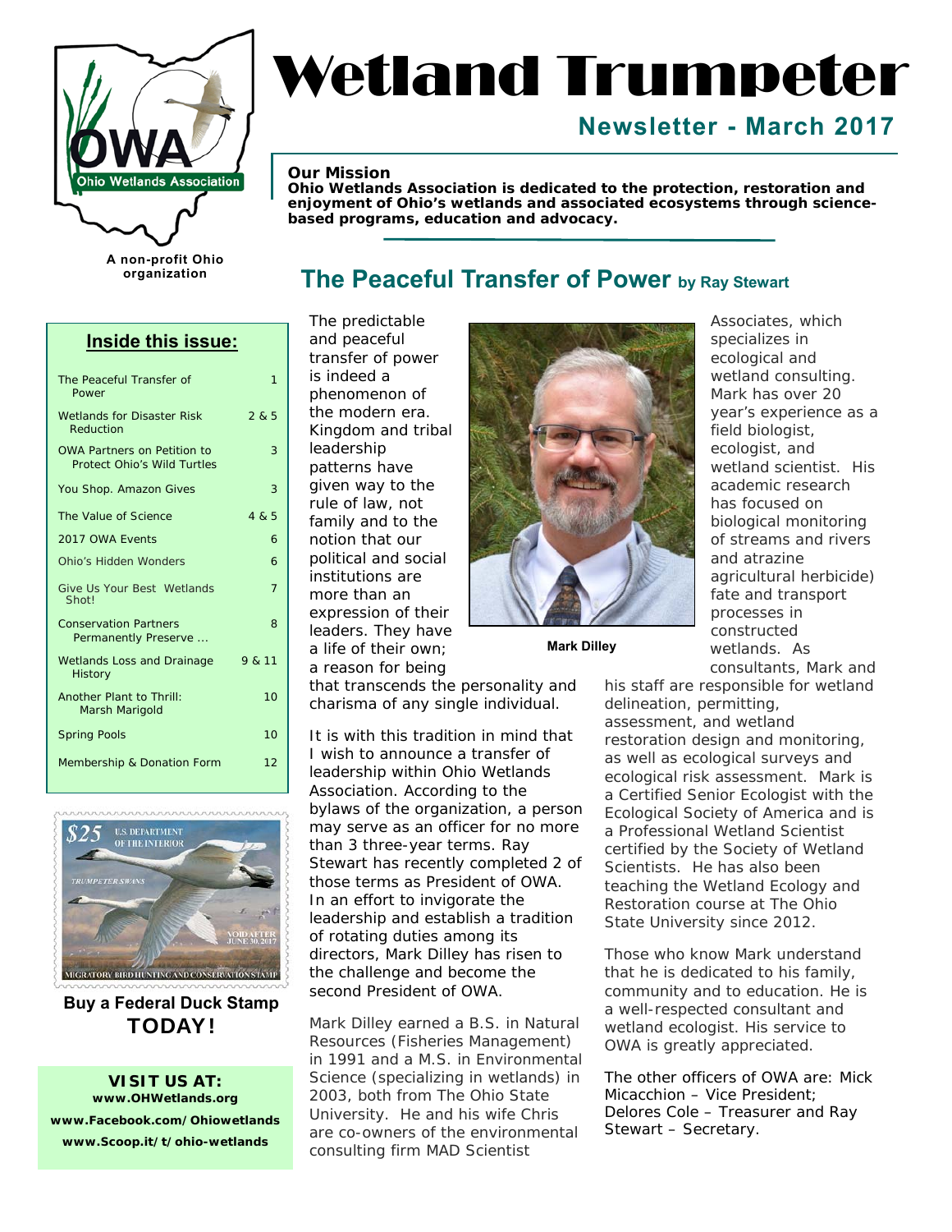# Wetland Trumpeter

## Newsletter - March 2017

A non-profit Ohio organization

**Our Mission**
**Ohio Wetlands Association is dedicated to the protection, restoration and enjoyment of Ohio's wetlands and associated ecosystems through science-based programs, education and advocacy.**

### Inside this issue:

| | |
|---|---|
| The Peaceful Transfer of Power | 1 |
| Wetlands for Disaster Risk Reduction | 2 & 5 |
| OWA Partners on Petition to Protect Ohio's Wild Turtles | 3 |
| You Shop. Amazon Gives | 3 |
| The Value of Science | 4 & 5 |
| 2017 OWA Events | 6 |
| Ohio's Hidden Wonders | 6 |
| Give Us Your Best Wetlands Shot! | 7 |
| Conservation Partners Permanently Preserve ... | 8 |
| Wetlands Loss and Drainage History | 9 & 11 |
| Another Plant to Thrill: Marsh Marigold | 10 |
| Spring Pools | 10 |
| Membership & Donation Form | 12 |

**Buy a Federal Duck Stamp TODAY!**

**VISIT US AT:**
**www.OHWetlands.org**
**www.Facebook.com/Ohiowetlands**
**www.Scoop.it/t/ohio-wetlands**

## The Peaceful Transfer of Power by Ray Stewart

The predictable and peaceful transfer of power is indeed a phenomenon of the modern era. Kingdom and tribal leadership patterns have given way to the rule of law, not family and to the notion that our political and social institutions are more than an expression of their leaders. They have a life of their own; a reason for being that transcends the personality and charisma of any single individual.

It is with this tradition in mind that I wish to announce a transfer of leadership within Ohio Wetlands Association. According to the bylaws of the organization, a person may serve as an officer for no more than 3 three-year terms. Ray Stewart has recently completed 2 of those terms as President of OWA. In an effort to invigorate the leadership and establish a tradition of rotating duties among its directors, Mark Dilley has risen to the challenge and become the second President of OWA.

Mark Dilley earned a B.S. in Natural Resources (Fisheries Management) in 1991 and a M.S. in Environmental Science (specializing in wetlands) in 2003, both from The Ohio State University. He and his wife Chris are co-owners of the environmental consulting firm MAD Scientist Associates, which specializes in ecological and wetland consulting. Mark has over 20 year's experience as a field biologist, ecologist, and wetland scientist. His academic research has focused on biological monitoring of streams and rivers and atrazine agricultural herbicide) fate and transport processes in constructed wetlands. As consultants, Mark and his staff are responsible for wetland delineation, permitting, assessment, and wetland restoration design and monitoring, as well as ecological surveys and ecological risk assessment. Mark is a Certified Senior Ecologist with the Ecological Society of America and is a Professional Wetland Scientist certified by the Society of Wetland Scientists. He has also been teaching the Wetland Ecology and Restoration course at The Ohio State University since 2012.

**Mark Dilley**

Those who know Mark understand that he is dedicated to his family, community and to education. He is a well-respected consultant and wetland ecologist. His service to OWA is greatly appreciated.

The other officers of OWA are: Mick Micacchion – Vice President; Delores Cole – Treasurer and Ray Stewart – Secretary.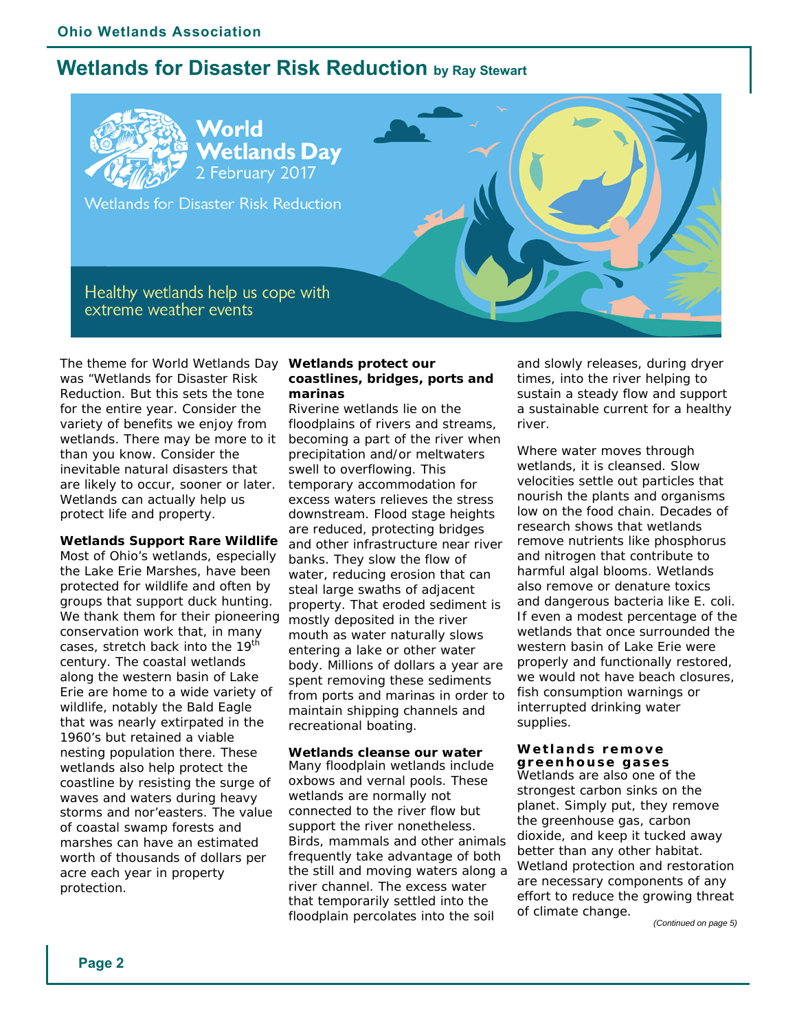# Wetlands for Disaster Risk Reduction by Ray Stewart

World Wetlands Day
2 February 2017

Wetlands for Disaster Risk Reduction

Healthy wetlands help us cope with extreme weather events

The theme for World Wetlands Day was "Wetlands for Disaster Risk Reduction. But this sets the tone for the entire year. Consider the variety of benefits we enjoy from wetlands. There may be more to it than you know. Consider the inevitable natural disasters that are likely to occur, sooner or later. Wetlands can actually help us protect life and property.

**Wetlands Support Rare Wildlife**

Most of Ohio's wetlands, especially the Lake Erie Marshes, have been protected for wildlife and often by groups that support duck hunting. We thank them for their pioneering conservation work that, in many cases, stretch back into the 19th century. The coastal wetlands along the western basin of Lake Erie are home to a wide variety of wildlife, notably the Bald Eagle that was nearly extirpated in the 1960's but retained a viable nesting population there. These wetlands also help protect the coastline by resisting the surge of waves and waters during heavy storms and nor'easters. The value of coastal swamp forests and marshes can have an estimated worth of thousands of dollars per acre each year in property protection.

**Wetlands protect our coastlines, bridges, ports and marinas**

Riverine wetlands lie on the floodplains of rivers and streams, becoming a part of the river when precipitation and/or meltwaters swell to overflowing. This temporary accommodation for excess waters relieves the stress downstream. Flood stage heights are reduced, protecting bridges and other infrastructure near river banks. They slow the flow of water, reducing erosion that can steal large swaths of adjacent property. That eroded sediment is mostly deposited in the river mouth as water naturally slows entering a lake or other water body. Millions of dollars a year are spent removing these sediments from ports and marinas in order to maintain shipping channels and recreational boating.

**Wetlands cleanse our water**

Many floodplain wetlands include oxbows and vernal pools. These wetlands are normally not connected to the river flow but support the river nonetheless. Birds, mammals and other animals frequently take advantage of both the still and moving waters along a river channel. The excess water that temporarily settled into the floodplain percolates into the soil and slowly releases, during dryer times, into the river helping to sustain a steady flow and support a sustainable current for a healthy river.

Where water moves through wetlands, it is cleansed. Slow velocities settle out particles that nourish the plants and organisms low on the food chain. Decades of research shows that wetlands remove nutrients like phosphorus and nitrogen that contribute to harmful algal blooms. Wetlands also remove or denature toxics and dangerous bacteria like E. coli. If even a modest percentage of the wetlands that once surrounded the western basin of Lake Erie were properly and functionally restored, we would not have beach closures, fish consumption warnings or interrupted drinking water supplies.

**Wetlands remove greenhouse gases**

Wetlands are also one of the strongest carbon sinks on the planet. Simply put, they remove the greenhouse gas, carbon dioxide, and keep it tucked away better than any other habitat. Wetland protection and restoration are necessary components of any effort to reduce the growing threat of climate change.

*(Continued on page 5)*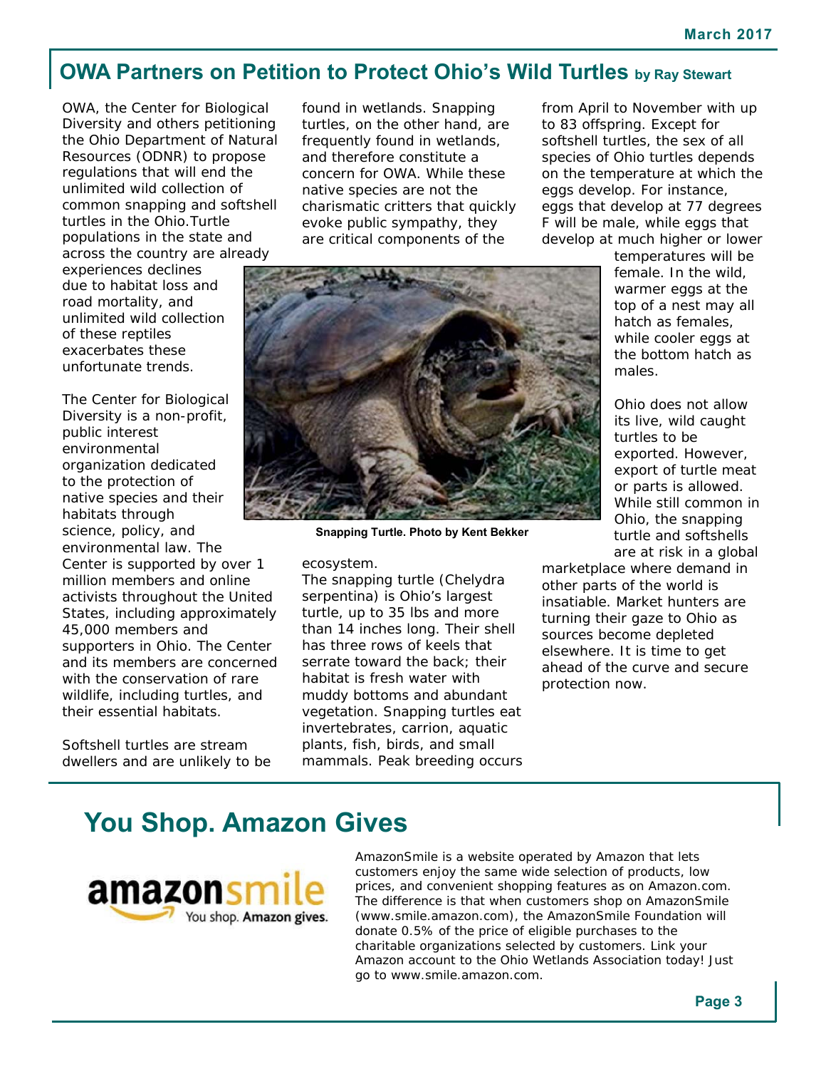## OWA Partners on Petition to Protect Ohio's Wild Turtles by Ray Stewart

OWA, the Center for Biological Diversity and others petitioning the Ohio Department of Natural Resources (ODNR) to propose regulations that will end the unlimited wild collection of common snapping and softshell turtles in the Ohio.Turtle populations in the state and across the country are already experiences declines due to habitat loss and road mortality, and unlimited wild collection of these reptiles exacerbates these unfortunate trends.

The Center for Biological Diversity is a non-profit, public interest environmental organization dedicated to the protection of native species and their habitats through science, policy, and environmental law. The Center is supported by over 1 million members and online activists throughout the United States, including approximately 45,000 members and supporters in Ohio. The Center and its members are concerned with the conservation of rare wildlife, including turtles, and their essential habitats.

Softshell turtles are stream dwellers and are unlikely to be found in wetlands. Snapping turtles, on the other hand, are frequently found in wetlands, and therefore constitute a concern for OWA. While these native species are not the charismatic critters that quickly evoke public sympathy, they are critical components of the ecosystem.

Snapping Turtle. Photo by Kent Bekker

The snapping turtle (Chelydra serpentina) is Ohio's largest turtle, up to 35 lbs and more than 14 inches long. Their shell has three rows of keels that serrate toward the back; their habitat is fresh water with muddy bottoms and abundant vegetation. Snapping turtles eat invertebrates, carrion, aquatic plants, fish, birds, and small mammals. Peak breeding occurs from April to November with up to 83 offspring. Except for softshell turtles, the sex of all species of Ohio turtles depends on the temperature at which the eggs develop. For instance, eggs that develop at 77 degrees F will be male, while eggs that develop at much higher or lower temperatures will be female. In the wild, warmer eggs at the top of a nest may all hatch as females, while cooler eggs at the bottom hatch as males.

Ohio does not allow its live, wild caught turtles to be exported. However, export of turtle meat or parts is allowed. While still common in Ohio, the snapping turtle and softshells are at risk in a global marketplace where demand in other parts of the world is insatiable. Market hunters are turning their gaze to Ohio as sources become depleted elsewhere. It is time to get ahead of the curve and secure protection now.

## You Shop. Amazon Gives

amazonsmile — You shop. Amazon gives.

AmazonSmile is a website operated by Amazon that lets customers enjoy the same wide selection of products, low prices, and convenient shopping features as on Amazon.com. The difference is that when customers shop on AmazonSmile (www.smile.amazon.com), the AmazonSmile Foundation will donate 0.5% of the price of eligible purchases to the charitable organizations selected by customers. Link your Amazon account to the Ohio Wetlands Association today! Just go to www.smile.amazon.com.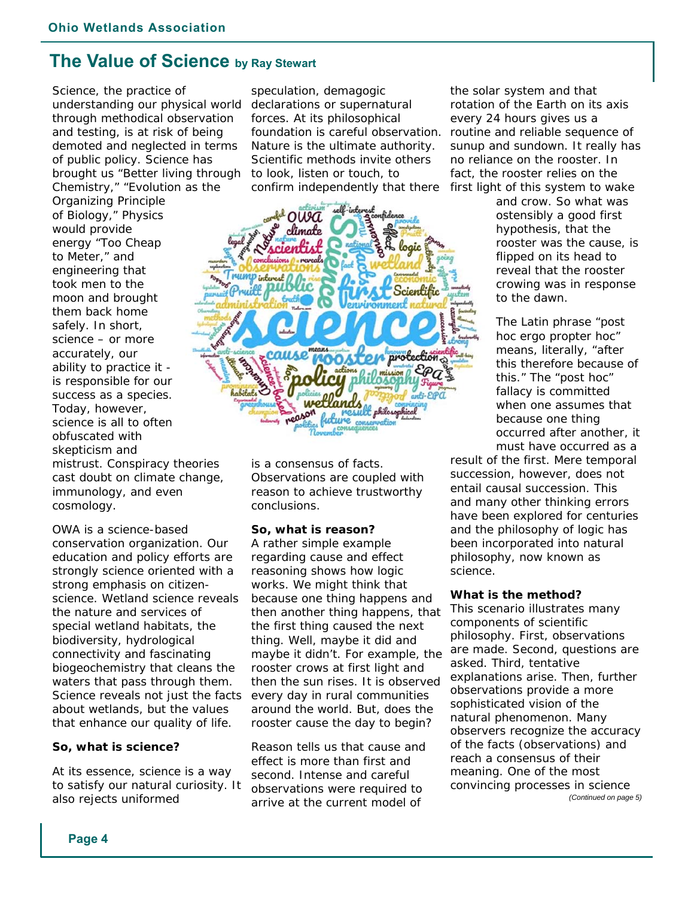## The Value of Science by Ray Stewart

Science, the practice of understanding our physical world through methodical observation and testing, is at risk of being demoted and neglected in terms of public policy. Science has brought us "Better living through Chemistry," "Evolution as the Organizing Principle of Biology," Physics would provide energy "Too Cheap to Meter," and engineering that took men to the moon and brought them back home safely. In short, science – or more accurately, our ability to practice it - is responsible for our success as a species. Today, however, science is all to often obfuscated with skepticism and mistrust. Conspiracy theories cast doubt on climate change, immunology, and even cosmology.

OWA is a science-based conservation organization. Our education and policy efforts are strongly science oriented with a strong emphasis on citizen-science. Wetland science reveals the nature and services of special wetland habitats, the biodiversity, hydrological connectivity and fascinating biogeochemistry that cleans the waters that pass through them. Science reveals not just the facts about wetlands, but the values that enhance our quality of life.

**So, what is science?**

At its essence, science is a way to satisfy our natural curiosity. It also rejects uniformed speculation, demagogic declarations or supernatural forces. At its philosophical foundation is careful observation. Nature is the ultimate authority. Scientific methods invite others to look, listen or touch, to confirm independently that there is a consensus of facts. Observations are coupled with reason to achieve trustworthy conclusions.

**So, what is reason?**

A rather simple example regarding cause and effect reasoning shows how logic works. We might think that because one thing happens and then another thing happens, that the first thing caused the next thing. Well, maybe it did and maybe it didn't. For example, the rooster crows at first light and then the sun rises. It is observed every day in rural communities around the world. But, does the rooster cause the day to begin?

Reason tells us that cause and effect is more than first and second. Intense and careful observations were required to arrive at the current model of the solar system and that rotation of the Earth on its axis every 24 hours gives us a routine and reliable sequence of sunup and sundown. It really has no reliance on the rooster. In fact, the rooster relies on the first light of this system to wake and crow. So what was ostensibly a good first hypothesis, that the rooster was the cause, is flipped on its head to reveal that the rooster crowing was in response to the dawn.

The Latin phrase "post hoc ergo propter hoc" means, literally, "after this therefore because of this." The "post hoc" fallacy is committed when one assumes that because one thing occurred after another, it must have occurred as a result of the first. Mere temporal succession, however, does not entail causal succession. This and many other thinking errors have been explored for centuries and the philosophy of logic has been incorporated into natural philosophy, now known as science.

**What is the method?**

This scenario illustrates many components of scientific philosophy. First, observations are made. Second, questions are asked. Third, tentative explanations arise. Then, further observations provide a more sophisticated vision of the natural phenomenon. Many observers recognize the accuracy of the facts (observations) and reach a consensus of their meaning. One of the most convincing processes in science

*(Continued on page 5)*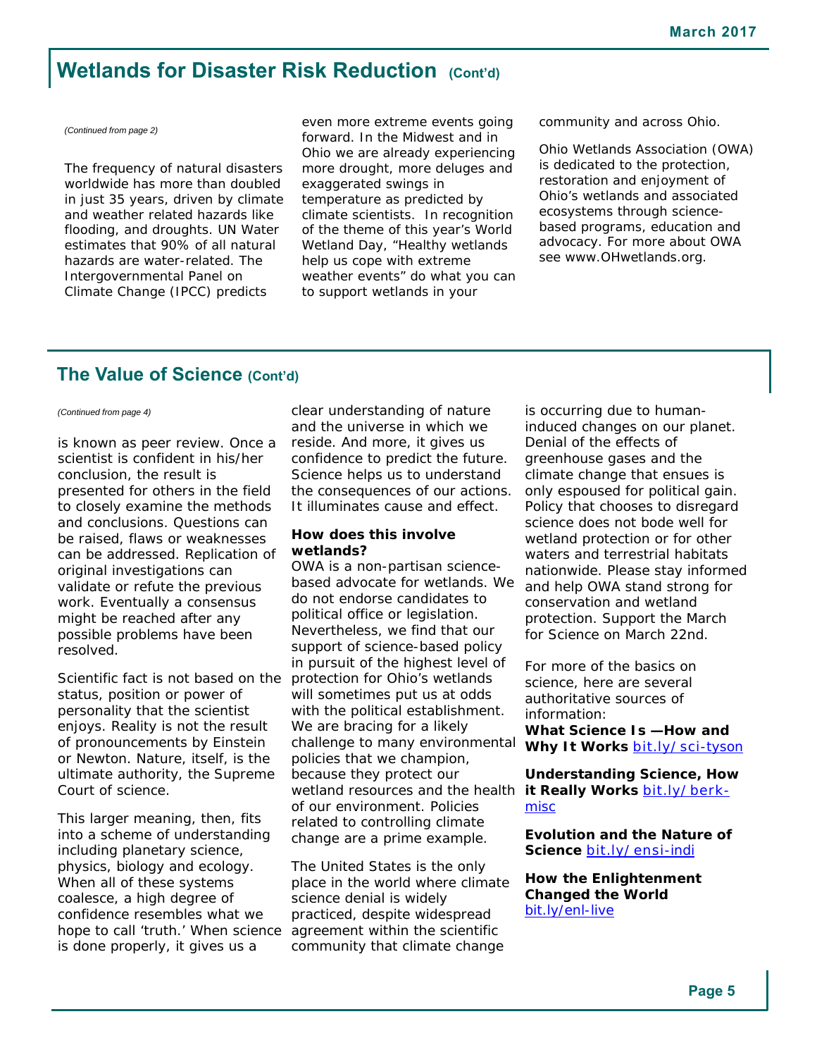## Wetlands for Disaster Risk Reduction (Cont'd)

*(Continued from page 2)*

The frequency of natural disasters worldwide has more than doubled in just 35 years, driven by climate and weather related hazards like flooding, and droughts. UN Water estimates that 90% of all natural hazards are water-related. The Intergovernmental Panel on Climate Change (IPCC) predicts even more extreme events going forward. In the Midwest and in Ohio we are already experiencing more drought, more deluges and exaggerated swings in temperature as predicted by climate scientists. In recognition of the theme of this year's World Wetland Day, "Healthy wetlands help us cope with extreme weather events" do what you can to support wetlands in your community and across Ohio.

Ohio Wetlands Association (OWA) is dedicated to the protection, restoration and enjoyment of Ohio's wetlands and associated ecosystems through science-based programs, education and advocacy. For more about OWA see www.OHwetlands.org.

## The Value of Science (Cont'd)

*(Continued from page 4)*

is known as peer review. Once a scientist is confident in his/her conclusion, the result is presented for others in the field to closely examine the methods and conclusions. Questions can be raised, flaws or weaknesses can be addressed. Replication of original investigations can validate or refute the previous work. Eventually a consensus might be reached after any possible problems have been resolved.

Scientific fact is not based on the status, position or power of personality that the scientist enjoys. Reality is not the result of pronouncements by Einstein or Newton. Nature, itself, is the ultimate authority, the Supreme Court of science.

This larger meaning, then, fits into a scheme of understanding including planetary science, physics, biology and ecology. When all of these systems coalesce, a high degree of confidence resembles what we hope to call 'truth.' When science is done properly, it gives us a clear understanding of nature and the universe in which we reside. And more, it gives us confidence to predict the future. Science helps us to understand the consequences of our actions. It illuminates cause and effect.

**How does this involve wetlands?**

OWA is a non-partisan science-based advocate for wetlands. We do not endorse candidates to political office or legislation. Nevertheless, we find that our support of science-based policy in pursuit of the highest level of protection for Ohio's wetlands will sometimes put us at odds with the political establishment. We are bracing for a likely challenge to many environmental policies that we champion, because they protect our wetland resources and the health of our environment. Policies related to controlling climate change are a prime example.

The United States is the only place in the world where climate science denial is widely practiced, despite widespread agreement within the scientific community that climate change is occurring due to human-induced changes on our planet. Denial of the effects of greenhouse gases and the climate change that ensues is only espoused for political gain. Policy that chooses to disregard science does not bode well for wetland protection or for other waters and terrestrial habitats nationwide. Please stay informed and help OWA stand strong for conservation and wetland protection. Support the March for Science on March 22nd.

For more of the basics on science, here are several authoritative sources of information:

**What Science Is —How and Why It Works** bit.ly/sci-tyson

**Understanding Science, How it Really Works** bit.ly/berk-misc

**Evolution and the Nature of Science** bit.ly/ensi-indi

**How the Enlightenment Changed the World** bit.ly/enl-live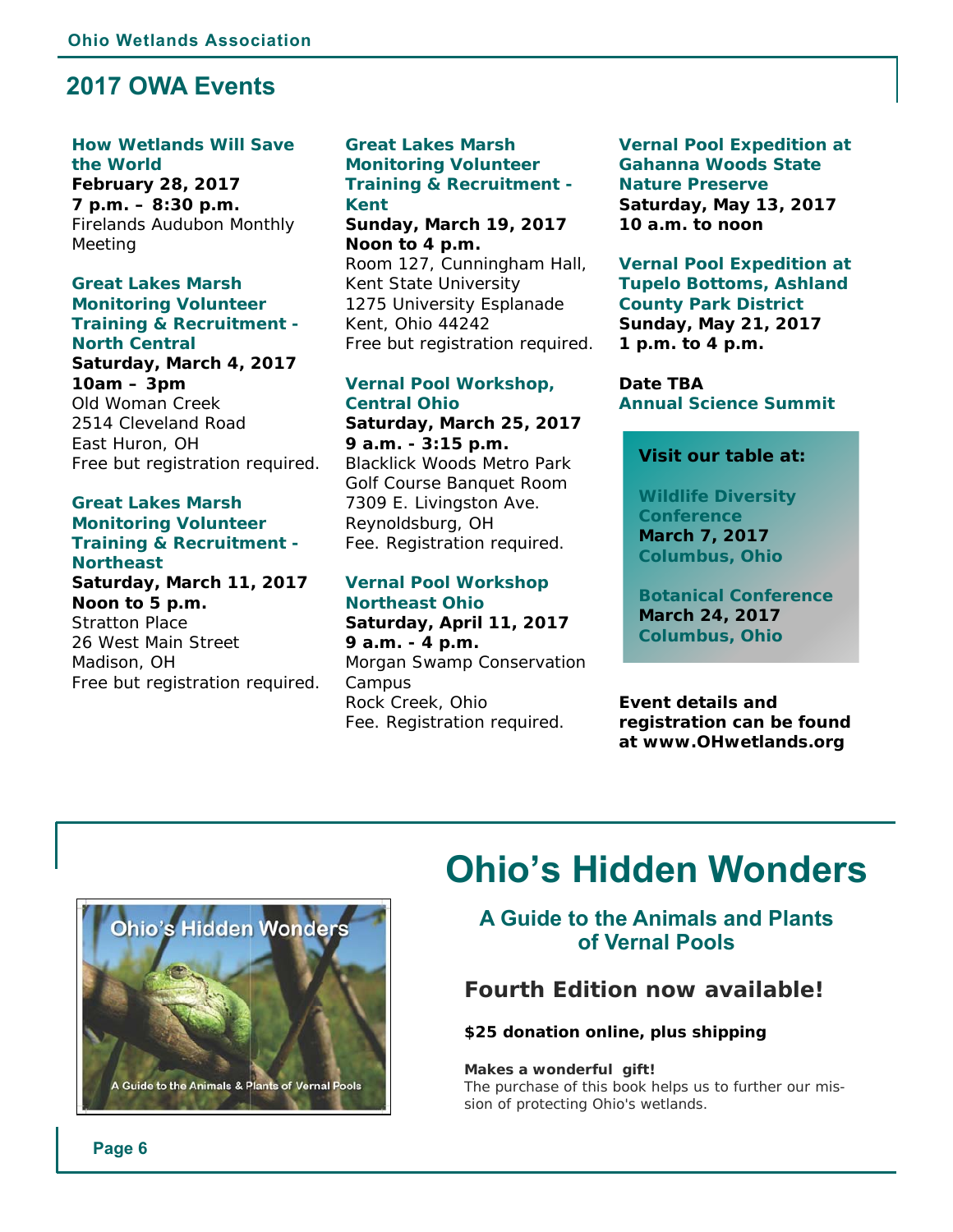## 2017 OWA Events

**How Wetlands Will Save the World**
**February 28, 2017**
**7 p.m. – 8:30 p.m.**
Firelands Audubon Monthly Meeting

**Great Lakes Marsh Monitoring Volunteer Training & Recruitment - North Central**
**Saturday, March 4, 2017**
**10am – 3pm**
Old Woman Creek
2514 Cleveland Road
East Huron, OH
Free but registration required.

**Great Lakes Marsh Monitoring Volunteer Training & Recruitment - Northeast**
**Saturday, March 11, 2017**
**Noon to 5 p.m.**
Stratton Place
26 West Main Street
Madison, OH
Free but registration required.

**Great Lakes Marsh Monitoring Volunteer Training & Recruitment - Kent**
**Sunday, March 19, 2017**
**Noon to 4 p.m.**
Room 127, Cunningham Hall, Kent State University
1275 University Esplanade
Kent, Ohio 44242
Free but registration required.

**Vernal Pool Workshop, Central Ohio**
**Saturday, March 25, 2017**
**9 a.m. - 3:15 p.m.**
Blacklick Woods Metro Park
Golf Course Banquet Room
7309 E. Livingston Ave.
Reynoldsburg, OH
Fee. Registration required.

**Vernal Pool Workshop Northeast Ohio**
**Saturday, April 11, 2017**
**9 a.m. - 4 p.m.**
Morgan Swamp Conservation Campus
Rock Creek, Ohio
Fee. Registration required.

**Vernal Pool Expedition at Gahanna Woods State Nature Preserve**
**Saturday, May 13, 2017**
**10 a.m. to noon**

**Vernal Pool Expedition at Tupelo Bottoms, Ashland County Park District**
**Sunday, May 21, 2017**
**1 p.m. to 4 p.m.**

**Date TBA**
**Annual Science Summit**

**Visit our table at:**

**Wildlife Diversity Conference**
**March 7, 2017**
**Columbus, Ohio**

**Botanical Conference**
**March 24, 2017**
**Columbus, Ohio**

**Event details and registration can be found at www.OHwetlands.org**

# Ohio's Hidden Wonders

### A Guide to the Animals and Plants of Vernal Pools

## Fourth Edition now available!

**$25 donation online, plus shipping**

**Makes a wonderful gift!**
The purchase of this book helps us to further our mission of protecting Ohio's wetlands.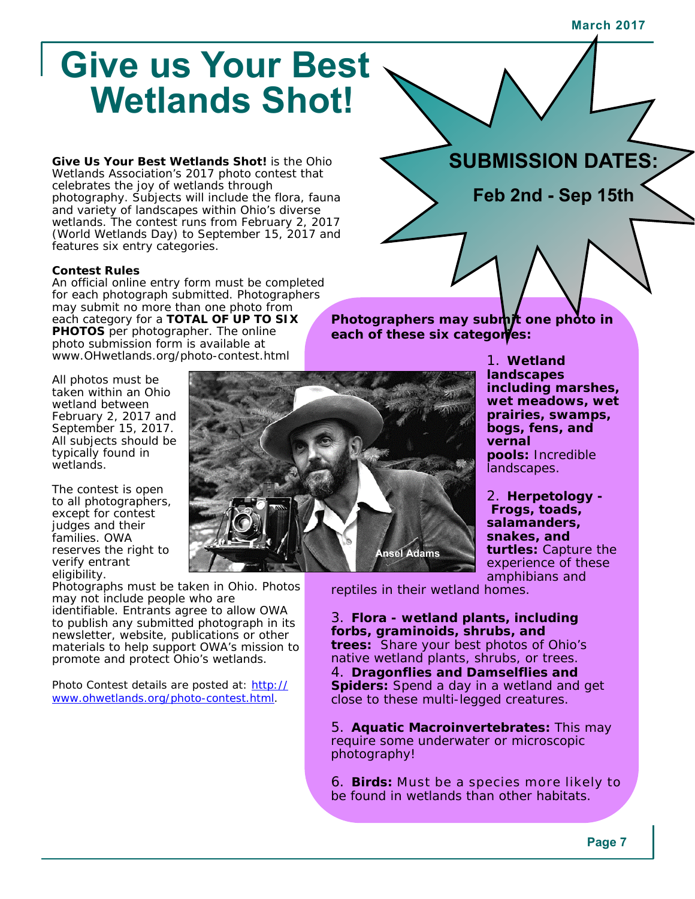# Give us Your Best Wetlands Shot!

**SUBMISSION DATES:**

**Feb 2nd - Sep 15th**

**Give Us Your Best Wetlands Shot!** is the Ohio Wetlands Association's 2017 photo contest that celebrates the joy of wetlands through photography. Subjects will include the flora, fauna and variety of landscapes within Ohio's diverse wetlands. The contest runs from February 2, 2017 (World Wetlands Day) to September 15, 2017 and features six entry categories.

**Contest Rules**

An official online entry form must be completed for each photograph submitted. Photographers may submit no more than one photo from each category for a **TOTAL OF UP TO SIX PHOTOS** per photographer. The online photo submission form is available at www.OHwetlands.org/photo-contest.html

All photos must be taken within an Ohio wetland between February 2, 2017 and September 15, 2017. All subjects should be typically found in wetlands.

The contest is open to all photographers, except for contest judges and their families. OWA reserves the right to verify entrant eligibility.

Photographs must be taken in Ohio. Photos may not include people who are identifiable. Entrants agree to allow OWA to publish any submitted photograph in its newsletter, website, publications or other materials to help support OWA's mission to promote and protect Ohio's wetlands.

Photo Contest details are posted at: [http://www.ohwetlands.org/photo-contest.html](http://www.ohwetlands.org/photo-contest.html).

Ansel Adams

**Photographers may submit one photo in each of these six categories:**

1. **Wetland landscapes including marshes, wet meadows, wet prairies, swamps, bogs, fens, and vernal pools:** Incredible landscapes.

2. **Herpetology - Frogs, toads, salamanders, snakes, and turtles:** Capture the experience of these amphibians and reptiles in their wetland homes.

3. **Flora - wetland plants, including forbs, graminoids, shrubs, and trees:** Share your best photos of Ohio's native wetland plants, shrubs, or trees.

4. **Dragonflies and Damselflies and Spiders:** Spend a day in a wetland and get close to these multi-legged creatures.

5. **Aquatic Macroinvertebrates:** This may require some underwater or microscopic photography!

6. **Birds:** Must be a species more likely to be found in wetlands than other habitats.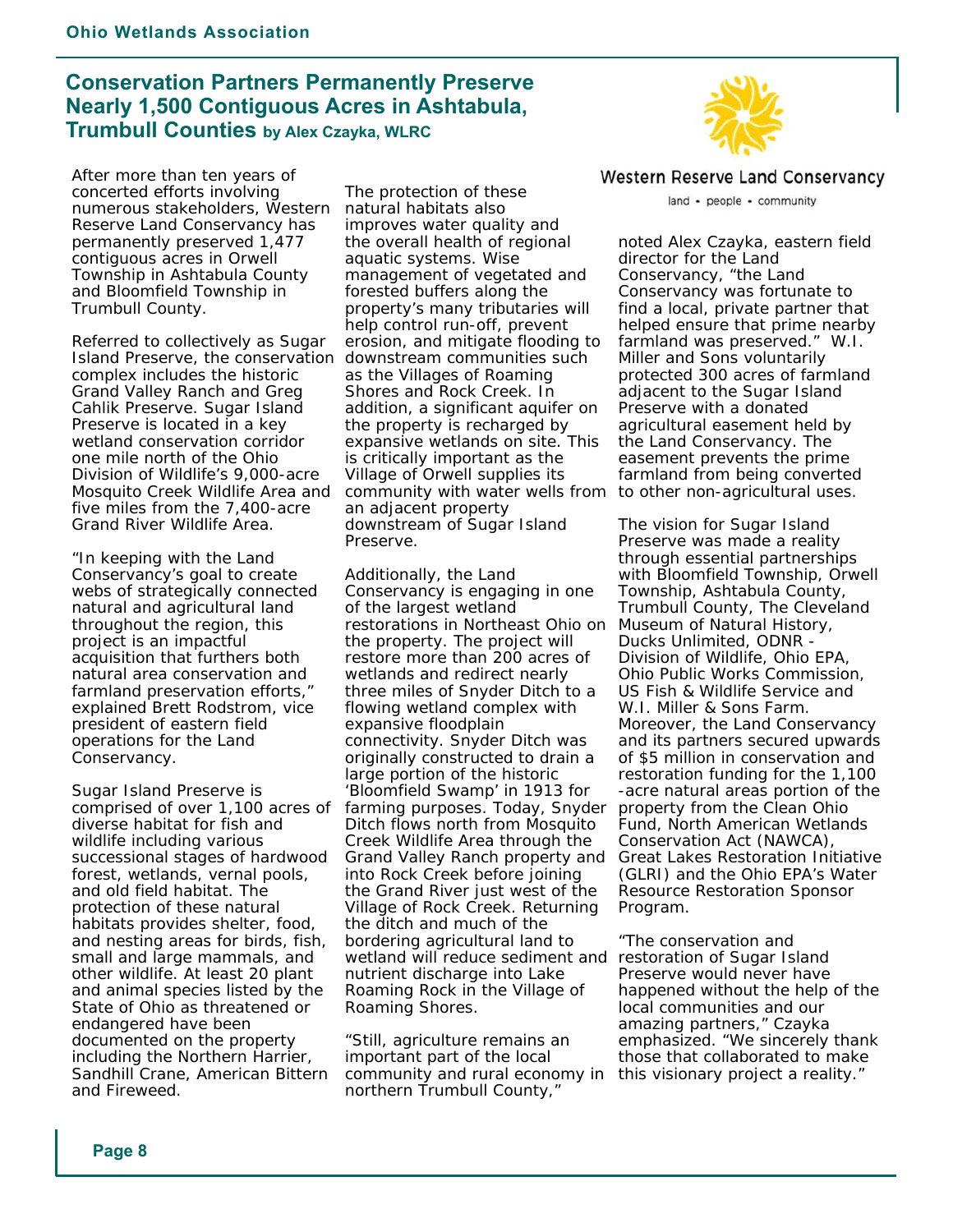## Conservation Partners Permanently Preserve Nearly 1,500 Contiguous Acres in Ashtabula, Trumbull Counties **by Alex Czayka, WLRC**

Western Reserve Land Conservancy

land • people • community

After more than ten years of concerted efforts involving numerous stakeholders, Western Reserve Land Conservancy has permanently preserved 1,477 contiguous acres in Orwell Township in Ashtabula County and Bloomfield Township in Trumbull County.

Referred to collectively as Sugar Island Preserve, the conservation complex includes the historic Grand Valley Ranch and Greg Cahlik Preserve. Sugar Island Preserve is located in a key wetland conservation corridor one mile north of the Ohio Division of Wildlife's 9,000-acre Mosquito Creek Wildlife Area and five miles from the 7,400-acre Grand River Wildlife Area.

"In keeping with the Land Conservancy's goal to create webs of strategically connected natural and agricultural land throughout the region, this project is an impactful acquisition that furthers both natural area conservation and farmland preservation efforts," explained Brett Rodstrom, vice president of eastern field operations for the Land Conservancy.

Sugar Island Preserve is comprised of over 1,100 acres of diverse habitat for fish and wildlife including various successional stages of hardwood forest, wetlands, vernal pools, and old field habitat. The protection of these natural habitats provides shelter, food, and nesting areas for birds, fish, small and large mammals, and other wildlife. At least 20 plant and animal species listed by the State of Ohio as threatened or endangered have been documented on the property including the Northern Harrier, Sandhill Crane, American Bittern and Fireweed.

The protection of these natural habitats also improves water quality and the overall health of regional aquatic systems. Wise management of vegetated and forested buffers along the property's many tributaries will help control run-off, prevent erosion, and mitigate flooding to downstream communities such as the Villages of Roaming Shores and Rock Creek. In addition, a significant aquifer on the property is recharged by expansive wetlands on site. This is critically important as the Village of Orwell supplies its community with water wells from an adjacent property downstream of Sugar Island Preserve.

Additionally, the Land Conservancy is engaging in one of the largest wetland restorations in Northeast Ohio on the property. The project will restore more than 200 acres of wetlands and redirect nearly three miles of Snyder Ditch to a flowing wetland complex with expansive floodplain connectivity. Snyder Ditch was originally constructed to drain a large portion of the historic 'Bloomfield Swamp' in 1913 for farming purposes. Today, Snyder Ditch flows north from Mosquito Creek Wildlife Area through the Grand Valley Ranch property and into Rock Creek before joining the Grand River just west of the Village of Rock Creek. Returning the ditch and much of the bordering agricultural land to wetland will reduce sediment and nutrient discharge into Lake Roaming Rock in the Village of Roaming Shores.

"Still, agriculture remains an important part of the local community and rural economy in northern Trumbull County," noted Alex Czayka, eastern field director for the Land Conservancy, "the Land Conservancy was fortunate to find a local, private partner that helped ensure that prime nearby farmland was preserved." W.I. Miller and Sons voluntarily protected 300 acres of farmland adjacent to the Sugar Island Preserve with a donated agricultural easement held by the Land Conservancy. The easement prevents the prime farmland from being converted to other non-agricultural uses.

The vision for Sugar Island Preserve was made a reality through essential partnerships with Bloomfield Township, Orwell Township, Ashtabula County, Trumbull County, The Cleveland Museum of Natural History, Ducks Unlimited, ODNR - Division of Wildlife, Ohio EPA, Ohio Public Works Commission, US Fish & Wildlife Service and W.I. Miller & Sons Farm. Moreover, the Land Conservancy and its partners secured upwards of $5 million in conservation and restoration funding for the 1,100-acre natural areas portion of the property from the Clean Ohio Fund, North American Wetlands Conservation Act (NAWCA), Great Lakes Restoration Initiative (GLRI) and the Ohio EPA's Water Resource Restoration Sponsor Program.

"The conservation and restoration of Sugar Island Preserve would never have happened without the help of the local communities and our amazing partners," Czayka emphasized. "We sincerely thank those that collaborated to make this visionary project a reality."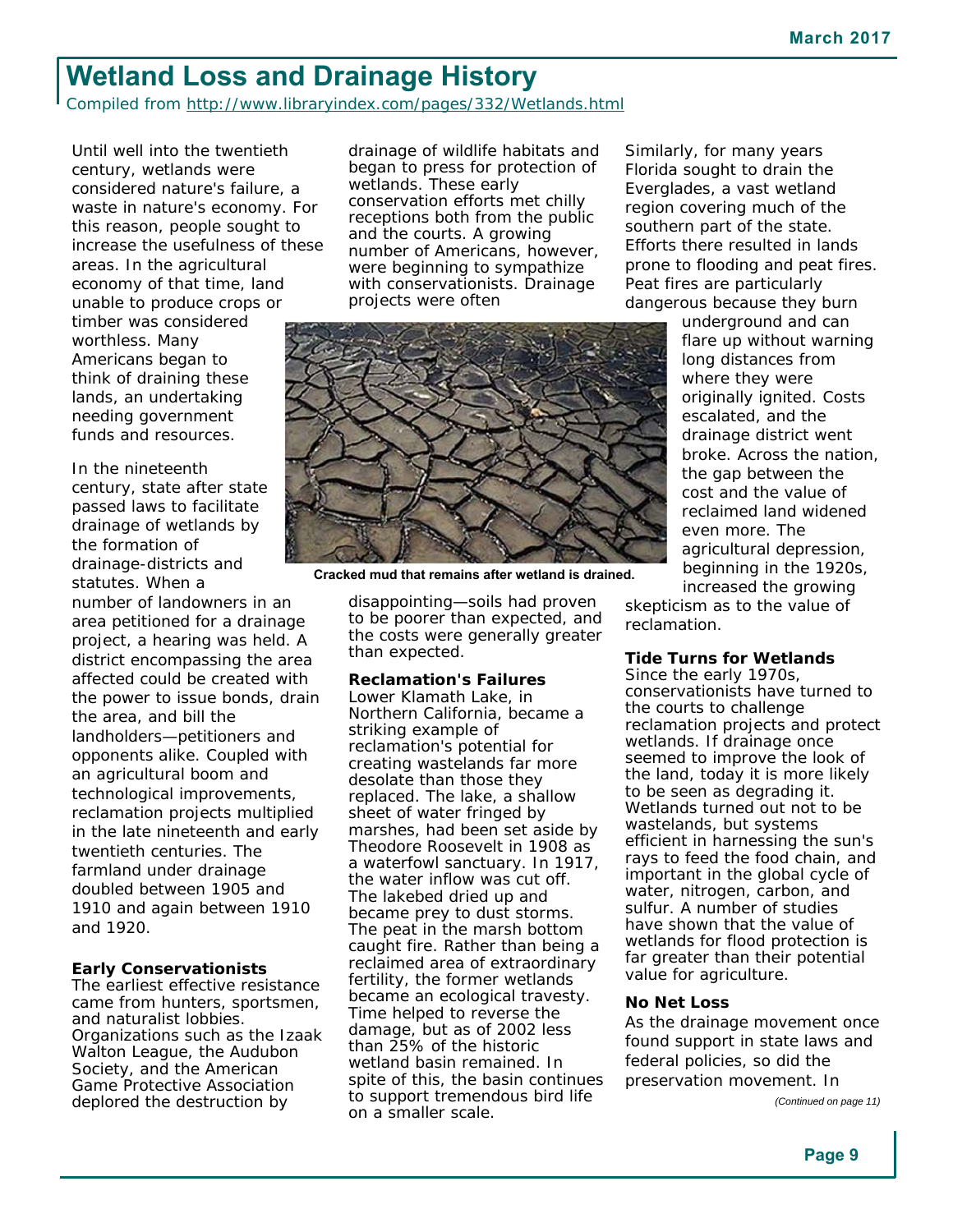# Wetland Loss and Drainage History

Compiled from http://www.libraryindex.com/pages/332/Wetlands.html

Until well into the twentieth century, wetlands were considered nature's failure, a waste in nature's economy. For this reason, people sought to increase the usefulness of these areas. In the agricultural economy of that time, land unable to produce crops or timber was considered worthless. Many Americans began to think of draining these lands, an undertaking needing government funds and resources.

In the nineteenth century, state after state passed laws to facilitate drainage of wetlands by the formation of drainage-districts and statutes. When a number of landowners in an area petitioned for a drainage project, a hearing was held. A district encompassing the area affected could be created with the power to issue bonds, drain the area, and bill the landholders—petitioners and opponents alike. Coupled with an agricultural boom and technological improvements, reclamation projects multiplied in the late nineteenth and early twentieth centuries. The farmland under drainage doubled between 1905 and 1910 and again between 1910 and 1920.

### Early Conservationists

The earliest effective resistance came from hunters, sportsmen, and naturalist lobbies. Organizations such as the Izaak Walton League, the Audubon Society, and the American Game Protective Association deplored the destruction by drainage of wildlife habitats and began to press for protection of wetlands. These early conservation efforts met chilly receptions both from the public and the courts. A growing number of Americans, however, were beginning to sympathize with conservationists. Drainage projects were often disappointing—soils had proven to be poorer than expected, and the costs were generally greater than expected.

Cracked mud that remains after wetland is drained.

### Reclamation's Failures

Lower Klamath Lake, in Northern California, became a striking example of reclamation's potential for creating wastelands far more desolate than those they replaced. The lake, a shallow sheet of water fringed by marshes, had been set aside by Theodore Roosevelt in 1908 as a waterfowl sanctuary. In 1917, the water inflow was cut off. The lakebed dried up and became prey to dust storms. The peat in the marsh bottom caught fire. Rather than being a reclaimed area of extraordinary fertility, the former wetlands became an ecological travesty. Time helped to reverse the damage, but as of 2002 less than 25% of the historic wetland basin remained. In spite of this, the basin continues to support tremendous bird life on a smaller scale.

Similarly, for many years Florida sought to drain the Everglades, a vast wetland region covering much of the southern part of the state. Efforts there resulted in lands prone to flooding and peat fires. Peat fires are particularly dangerous because they burn underground and can flare up without warning long distances from where they were originally ignited. Costs escalated, and the drainage district went broke. Across the nation, the gap between the cost and the value of reclaimed land widened even more. The agricultural depression, beginning in the 1920s, increased the growing skepticism as to the value of reclamation.

### Tide Turns for Wetlands

Since the early 1970s, conservationists have turned to the courts to challenge reclamation projects and protect wetlands. If drainage once seemed to improve the look of the land, today it is more likely to be seen as degrading it. Wetlands turned out not to be wastelands, but systems efficient in harnessing the sun's rays to feed the food chain, and important in the global cycle of water, nitrogen, carbon, and sulfur. A number of studies have shown that the value of wetlands for flood protection is far greater than their potential value for agriculture.

### No Net Loss

As the drainage movement once found support in state laws and federal policies, so did the preservation movement. In

*(Continued on page 11)*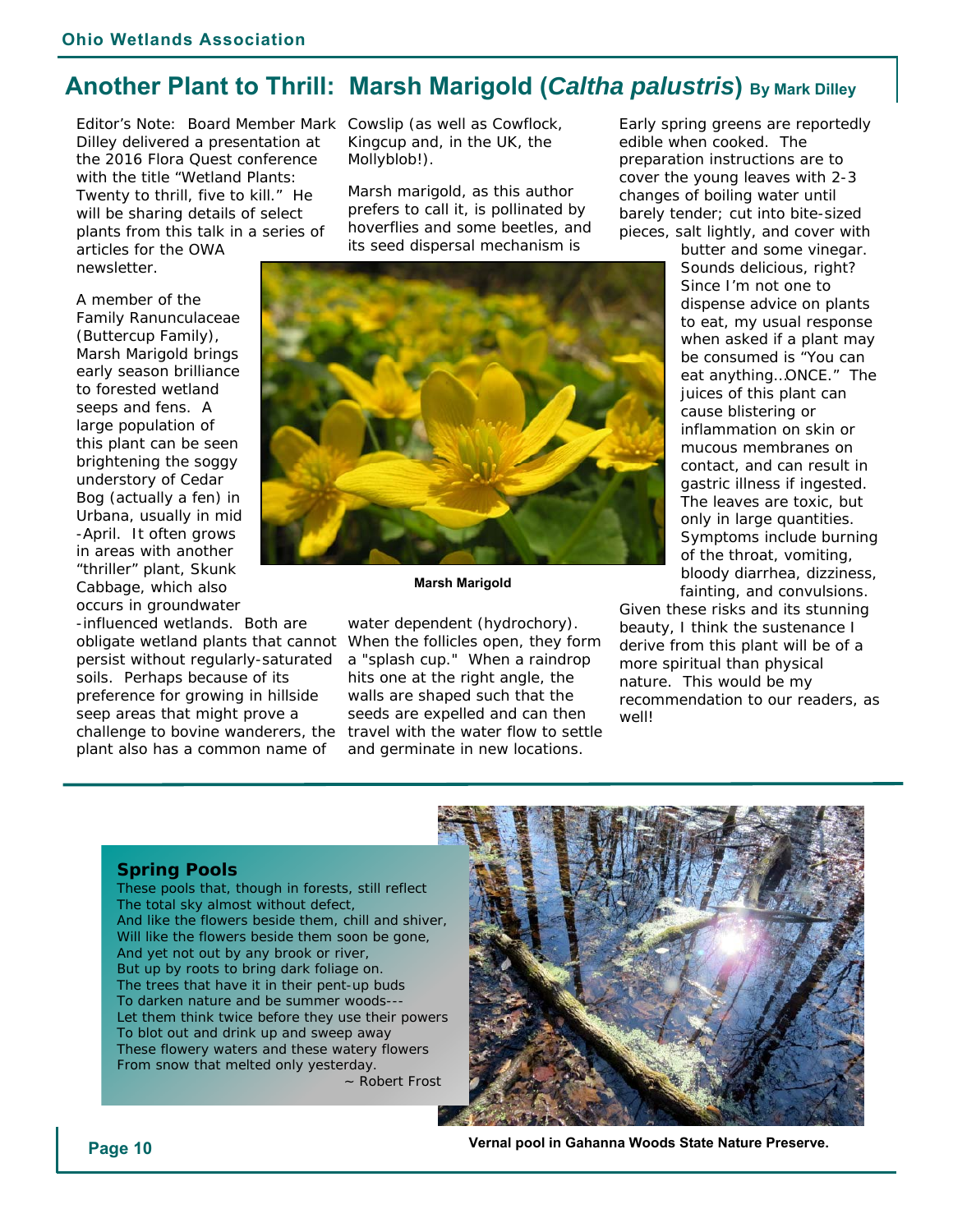## Another Plant to Thrill: Marsh Marigold (*Caltha palustris*) By Mark Dilley

Editor's Note: Board Member Mark Dilley delivered a presentation at the 2016 Flora Quest conference with the title "Wetland Plants: Twenty to thrill, five to kill." He will be sharing details of select plants from this talk in a series of articles for the OWA newsletter.

A member of the Family Ranunculaceae (Buttercup Family), Marsh Marigold brings early season brilliance to forested wetland seeps and fens. A large population of this plant can be seen brightening the soggy understory of Cedar Bog (actually a fen) in Urbana, usually in mid-April. It often grows in areas with another "thriller" plant, Skunk Cabbage, which also occurs in groundwater-influenced wetlands. Both are obligate wetland plants that cannot persist without regularly-saturated soils. Perhaps because of its preference for growing in hillside seep areas that might prove a challenge to bovine wanderers, the plant also has a common name of Cowslip (as well as Cowflock, Kingcup and, in the UK, the Mollyblob!).

Marsh marigold, as this author prefers to call it, is pollinated by hoverflies and some beetles, and its seed dispersal mechanism is water dependent (hydrochory). When the follicles open, they form a "splash cup." When a raindrop hits one at the right angle, the walls are shaped such that the seeds are expelled and can then travel with the water flow to settle and germinate in new locations.

Marsh Marigold

Early spring greens are reportedly edible when cooked. The preparation instructions are to cover the young leaves with 2-3 changes of boiling water until barely tender; cut into bite-sized pieces, salt lightly, and cover with butter and some vinegar. Sounds delicious, right? Since I'm not one to dispense advice on plants to eat, my usual response when asked if a plant may be consumed is "You can eat anything…ONCE." The juices of this plant can cause blistering or inflammation on skin or mucous membranes on contact, and can result in gastric illness if ingested. The leaves are toxic, but only in large quantities. Symptoms include burning of the throat, vomiting, bloody diarrhea, dizziness, fainting, and convulsions. Given these risks and its stunning beauty, I think the sustenance I derive from this plant will be of a more spiritual than physical nature. This would be my recommendation to our readers, as well!

---

### Spring Pools

These pools that, though in forests, still reflect
The total sky almost without defect,
And like the flowers beside them, chill and shiver,
Will like the flowers beside them soon be gone,
And yet not out by any brook or river,
But up by roots to bring dark foliage on.
The trees that have it in their pent-up buds
To darken nature and be summer woods---
Let them think twice before they use their powers
To blot out and drink up and sweep away
These flowery waters and these watery flowers
From snow that melted only yesterday.

~ Robert Frost

Vernal pool in Gahanna Woods State Nature Preserve.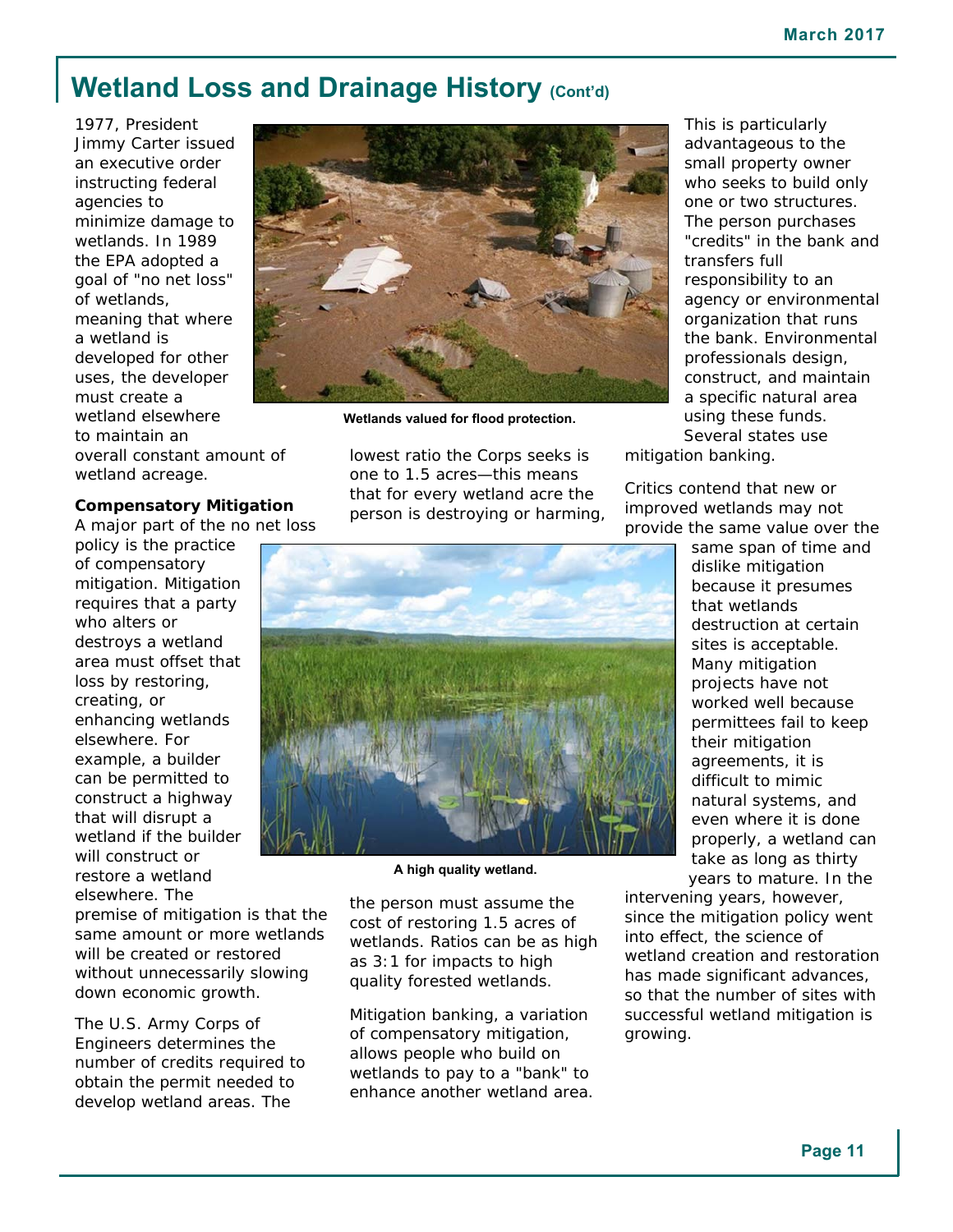## Wetland Loss and Drainage History (Cont'd)

1977, President Jimmy Carter issued an executive order instructing federal agencies to minimize damage to wetlands. In 1989 the EPA adopted a goal of "no net loss" of wetlands, meaning that where a wetland is developed for other uses, the developer must create a wetland elsewhere to maintain an overall constant amount of wetland acreage.

Wetlands valued for flood protection.

**Compensatory Mitigation**

A major part of the no net loss policy is the practice of compensatory mitigation. Mitigation requires that a party who alters or destroys a wetland area must offset that loss by restoring, creating, or enhancing wetlands elsewhere. For example, a builder can be permitted to construct a highway that will disrupt a wetland if the builder will construct or restore a wetland elsewhere. The premise of mitigation is that the same amount or more wetlands will be created or restored without unnecessarily slowing down economic growth.

The U.S. Army Corps of Engineers determines the number of credits required to obtain the permit needed to develop wetland areas. The lowest ratio the Corps seeks is one to 1.5 acres—this means that for every wetland acre the person is destroying or harming, the person must assume the cost of restoring 1.5 acres of wetlands. Ratios can be as high as 3:1 for impacts to high quality forested wetlands.

A high quality wetland.

Mitigation banking, a variation of compensatory mitigation, allows people who build on wetlands to pay to a "bank" to enhance another wetland area. This is particularly advantageous to the small property owner who seeks to build only one or two structures. The person purchases "credits" in the bank and transfers full responsibility to an agency or environmental organization that runs the bank. Environmental professionals design, construct, and maintain a specific natural area using these funds. Several states use mitigation banking.

Critics contend that new or improved wetlands may not provide the same value over the same span of time and dislike mitigation because it presumes that wetlands destruction at certain sites is acceptable. Many mitigation projects have not worked well because permittees fail to keep their mitigation agreements, it is difficult to mimic natural systems, and even where it is done properly, a wetland can take as long as thirty years to mature. In the intervening years, however, since the mitigation policy went into effect, the science of wetland creation and restoration has made significant advances, so that the number of sites with successful wetland mitigation is growing.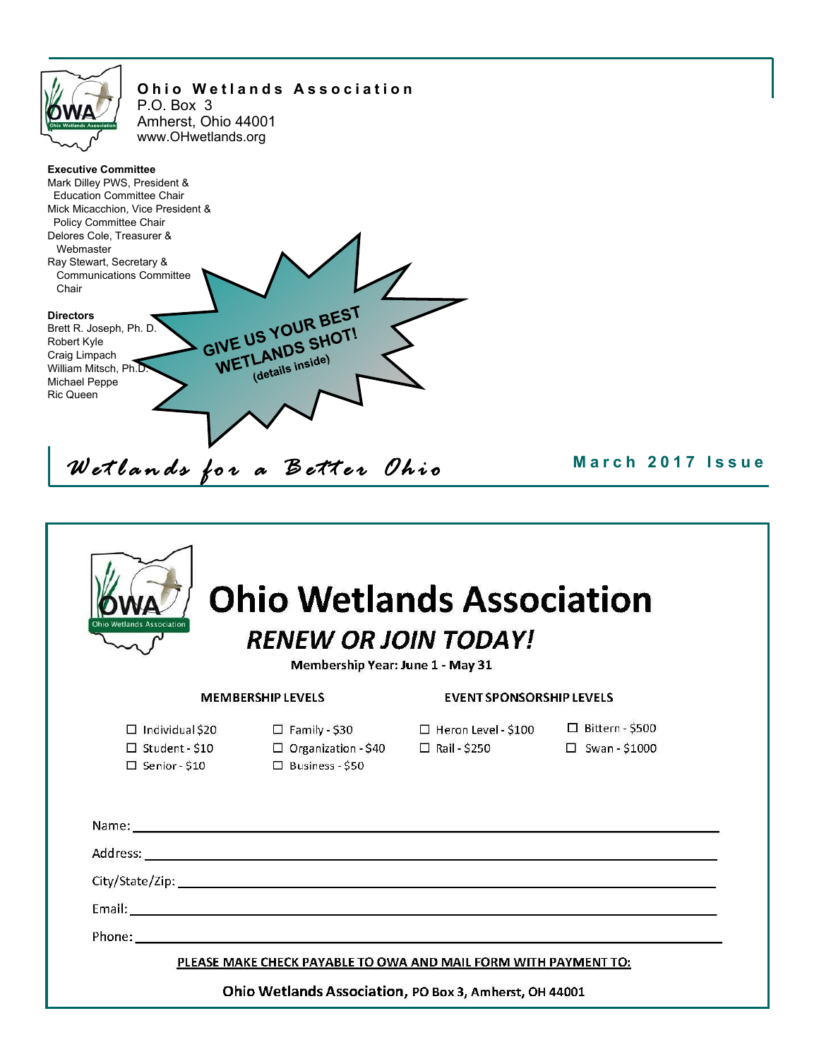**Ohio Wetlands Association**
P.O. Box 3
Amherst, Ohio 44001
www.OHwetlands.org

**Executive Committee**
Mark Dilley PWS, President & Education Committee Chair
Mick Micacchion, Vice President & Policy Committee Chair
Delores Cole, Treasurer & Webmaster
Ray Stewart, Secretary & Communications Committee Chair

**Directors**
Brett R. Joseph, Ph. D.
Robert Kyle
Craig Limpach
William Mitsch, Ph.D.
Michael Peppe
Ric Queen

**GIVE US YOUR BEST WETLANDS SHOT!**
(details inside)

*Wetlands for a Better Ohio*

**March 2017 Issue**

# Ohio Wetlands Association

## *RENEW OR JOIN TODAY!*

**Membership Year: June 1 - May 31**

**MEMBERSHIP LEVELS**

- ☐ Individual $20
- ☐ Student - $10
- ☐ Senior - $10
- ☐ Family - $30
- ☐ Organization - $40
- ☐ Business - $50

**EVENT SPONSORSHIP LEVELS**

- ☐ Heron Level - $100
- ☐ Rail - $250
- ☐ Bittern - $500
- ☐ Swan - $1000

Name: ______________________________

Address: ______________________________

City/State/Zip: ______________________________

Email: ______________________________

Phone: ______________________________

PLEASE MAKE CHECK PAYABLE TO OWA AND MAIL FORM WITH PAYMENT TO:

**Ohio Wetlands Association**, PO Box 3, Amherst, OH 44001